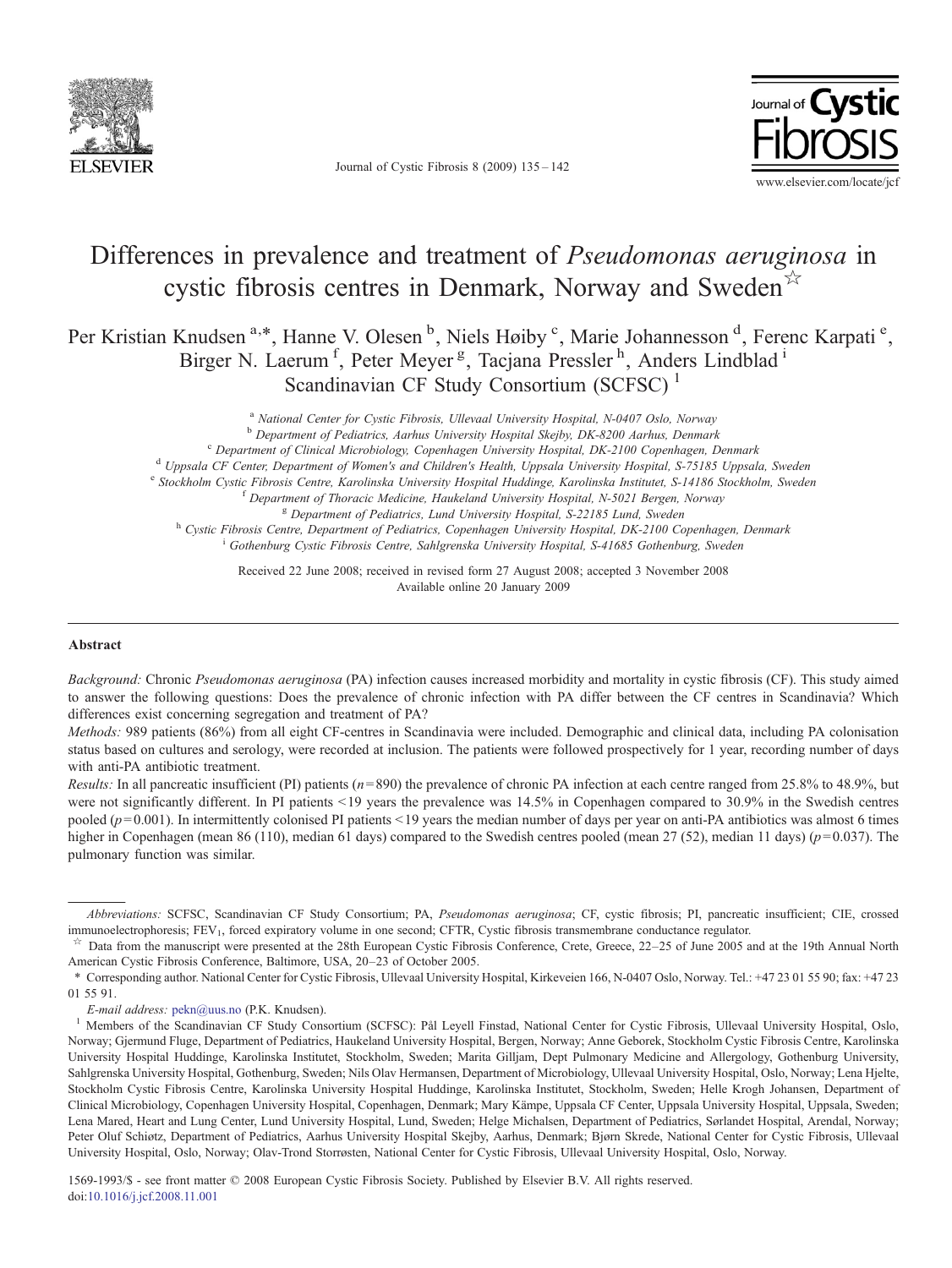# Differences in prevalence and treatment of *Pseudomonas aeruginosa* in cystic fibrosis centres in Denmark, Norway and Sweden[☆]

Per Kristian Knudsen[a,*], Hanne V. Olesen[b], Niels Høiby[c], Marie Johannesson[d], Ferenc Karpati[e], Birger N. Laerum[f], Peter Meyer[g], Tacjana Pressler[h], Anders Lindblad[i]
Scandinavian CF Study Consortium (SCFSC)[1]

[a] National Center for Cystic Fibrosis, Ullevaal University Hospital, N-0407 Oslo, Norway
[b] Department of Pediatrics, Aarhus University Hospital Skejby, DK-8200 Aarhus, Denmark
[c] Department of Clinical Microbiology, Copenhagen University Hospital, DK-2100 Copenhagen, Denmark
[d] Uppsala CF Center, Department of Women's and Children's Health, Uppsala University Hospital, S-75185 Uppsala, Sweden
[e] Stockholm Cystic Fibrosis Centre, Karolinska University Hospital Huddinge, Karolinska Institutet, S-14186 Stockholm, Sweden
[f] Department of Thoracic Medicine, Haukeland University Hospital, N-5021 Bergen, Norway
[g] Department of Pediatrics, Lund University Hospital, S-22185 Lund, Sweden
[h] Cystic Fibrosis Centre, Department of Pediatrics, Copenhagen University Hospital, DK-2100 Copenhagen, Denmark
[i] Gothenburg Cystic Fibrosis Centre, Sahlgrenska University Hospital, S-41685 Gothenburg, Sweden

Received 22 June 2008; received in revised form 27 August 2008; accepted 3 November 2008
Available online 20 January 2009

## Abstract

*Background:* Chronic *Pseudomonas aeruginosa* (PA) infection causes increased morbidity and mortality in cystic fibrosis (CF). This study aimed to answer the following questions: Does the prevalence of chronic infection with PA differ between the CF centres in Scandinavia? Which differences exist concerning segregation and treatment of PA?

*Methods:* 989 patients (86%) from all eight CF-centres in Scandinavia were included. Demographic and clinical data, including PA colonisation status based on cultures and serology, were recorded at inclusion. The patients were followed prospectively for 1 year, recording number of days with anti-PA antibiotic treatment.

*Results:* In all pancreatic insufficient (PI) patients ($n=890$) the prevalence of chronic PA infection at each centre ranged from 25.8% to 48.9%, but were not significantly different. In PI patients <19 years the prevalence was 14.5% in Copenhagen compared to 30.9% in the Swedish centres pooled ($p=0.001$). In intermittently colonised PI patients <19 years the median number of days per year on anti-PA antibiotics was almost 6 times higher in Copenhagen (mean 86 (110), median 61 days) compared to the Swedish centres pooled (mean 27 (52), median 11 days) ($p=0.037$). The pulmonary function was similar.

---

*Abbreviations:* SCFSC, Scandinavian CF Study Consortium; PA, *Pseudomonas aeruginosa*; CF, cystic fibrosis; PI, pancreatic insufficient; CIE, crossed immunoelectrophoresis; $FEV_1$, forced expiratory volume in one second; CFTR, Cystic fibrosis transmembrane conductance regulator.

☆ Data from the manuscript were presented at the 28th European Cystic Fibrosis Conference, Crete, Greece, 22–25 of June 2005 and at the 19th Annual North American Cystic Fibrosis Conference, Baltimore, USA, 20–23 of October 2005.

\* Corresponding author. National Center for Cystic Fibrosis, Ullevaal University Hospital, Kirkeveien 166, N-0407 Oslo, Norway. Tel.: +47 23 01 55 90; fax: +47 23 01 55 91.

*E-mail address:* pekn@uus.no (P.K. Knudsen).

[1] Members of the Scandinavian CF Study Consortium (SCFSC): Pål Leyell Finstad, National Center for Cystic Fibrosis, Ullevaal University Hospital, Oslo, Norway; Gjermund Fluge, Department of Pediatrics, Haukeland University Hospital, Bergen, Norway; Anne Geborek, Stockholm Cystic Fibrosis Centre, Karolinska University Hospital Huddinge, Karolinska Institutet, Stockholm, Sweden; Marita Gilljam, Dept Pulmonary Medicine and Allergology, Gothenburg University, Sahlgrenska University Hospital, Gothenburg, Sweden; Nils Olav Hermansen, Department of Microbiology, Ullevaal University Hospital, Oslo, Norway; Lena Hjelte, Stockholm Cystic Fibrosis Centre, Karolinska University Hospital Huddinge, Karolinska Institutet, Stockholm, Sweden; Helle Krogh Johansen, Department of Clinical Microbiology, Copenhagen University Hospital, Copenhagen, Denmark; Mary Kämpe, Uppsala CF Center, Uppsala University Hospital, Uppsala, Sweden; Lena Mared, Heart and Lung Center, Lund University Hospital, Lund, Sweden; Helge Michalsen, Department of Pediatrics, Sørlandet Hospital, Arendal, Norway; Peter Oluf Schiøtz, Department of Pediatrics, Aarhus University Hospital Skejby, Aarhus, Denmark; Bjørn Skrede, National Center for Cystic Fibrosis, Ullevaal University Hospital, Oslo, Norway; Olav-Trond Storrøsten, National Center for Cystic Fibrosis, Ullevaal University Hospital, Oslo, Norway.

1569-1993/$ - see front matter © 2008 European Cystic Fibrosis Society. Published by Elsevier B.V. All rights reserved.
doi:10.1016/j.jcf.2008.11.001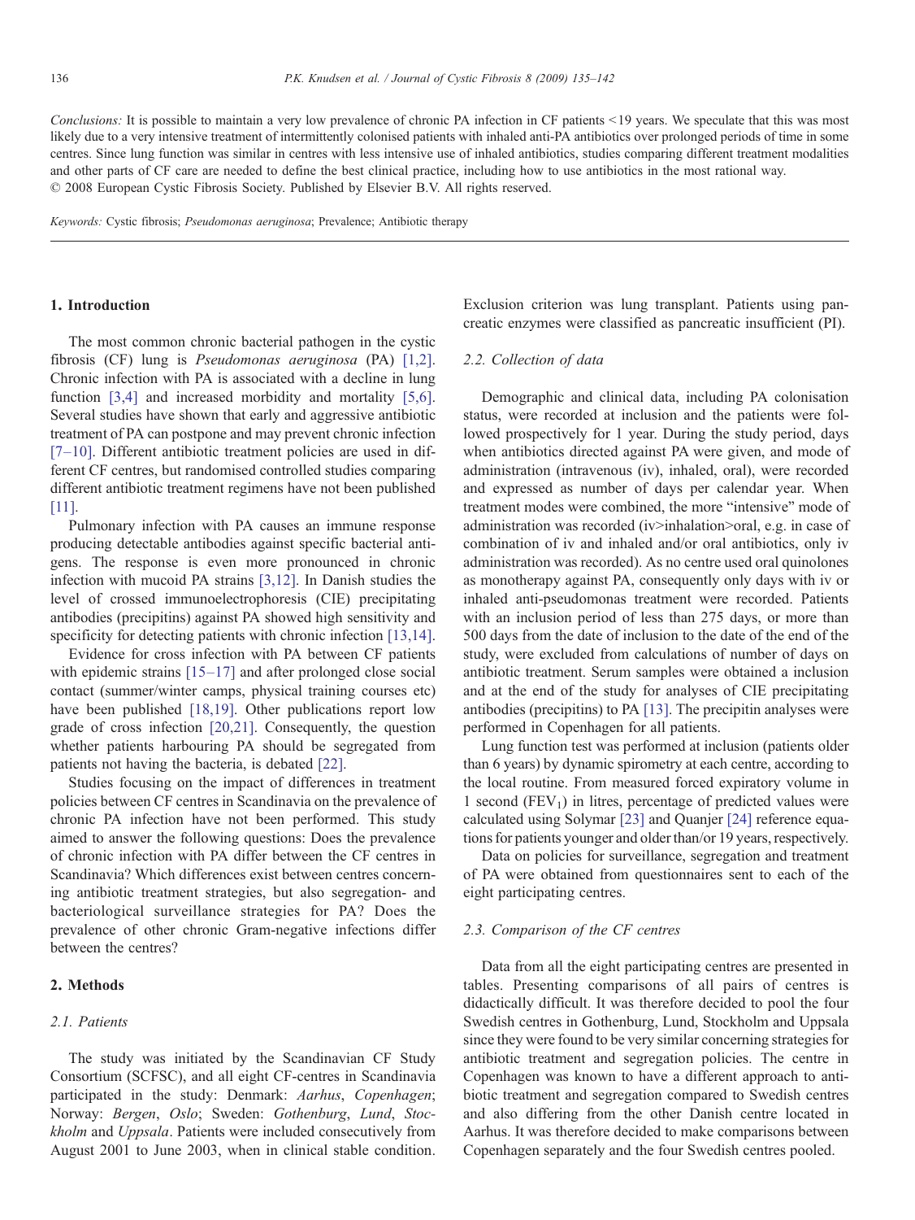*Conclusions:* It is possible to maintain a very low prevalence of chronic PA infection in CF patients <19 years. We speculate that this was most likely due to a very intensive treatment of intermittently colonised patients with inhaled anti-PA antibiotics over prolonged periods of time in some centres. Since lung function was similar in centres with less intensive use of inhaled antibiotics, studies comparing different treatment modalities and other parts of CF care are needed to define the best clinical practice, including how to use antibiotics in the most rational way.
© 2008 European Cystic Fibrosis Society. Published by Elsevier B.V. All rights reserved.

*Keywords:* Cystic fibrosis; *Pseudomonas aeruginosa*; Prevalence; Antibiotic therapy

## 1. Introduction

The most common chronic bacterial pathogen in the cystic fibrosis (CF) lung is *Pseudomonas aeruginosa* (PA) [1,2]. Chronic infection with PA is associated with a decline in lung function [3,4] and increased morbidity and mortality [5,6]. Several studies have shown that early and aggressive antibiotic treatment of PA can postpone and may prevent chronic infection [7–10]. Different antibiotic treatment policies are used in different CF centres, but randomised controlled studies comparing different antibiotic treatment regimens have not been published [11].

Pulmonary infection with PA causes an immune response producing detectable antibodies against specific bacterial antigens. The response is even more pronounced in chronic infection with mucoid PA strains [3,12]. In Danish studies the level of crossed immunoelectrophoresis (CIE) precipitating antibodies (precipitins) against PA showed high sensitivity and specificity for detecting patients with chronic infection [13,14].

Evidence for cross infection with PA between CF patients with epidemic strains [15–17] and after prolonged close social contact (summer/winter camps, physical training courses etc) have been published [18,19]. Other publications report low grade of cross infection [20,21]. Consequently, the question whether patients harbouring PA should be segregated from patients not having the bacteria, is debated [22].

Studies focusing on the impact of differences in treatment policies between CF centres in Scandinavia on the prevalence of chronic PA infection have not been performed. This study aimed to answer the following questions: Does the prevalence of chronic infection with PA differ between the CF centres in Scandinavia? Which differences exist between centres concerning antibiotic treatment strategies, but also segregation- and bacteriological surveillance strategies for PA? Does the prevalence of other chronic Gram-negative infections differ between the centres?

## 2. Methods

### 2.1. Patients

The study was initiated by the Scandinavian CF Study Consortium (SCFSC), and all eight CF-centres in Scandinavia participated in the study: Denmark: *Aarhus*, *Copenhagen*; Norway: *Bergen*, *Oslo*; Sweden: *Gothenburg*, *Lund*, *Stockholm* and *Uppsala*. Patients were included consecutively from August 2001 to June 2003, when in clinical stable condition. Exclusion criterion was lung transplant. Patients using pancreatic enzymes were classified as pancreatic insufficient (PI).

### 2.2. Collection of data

Demographic and clinical data, including PA colonisation status, were recorded at inclusion and the patients were followed prospectively for 1 year. During the study period, days when antibiotics directed against PA were given, and mode of administration (intravenous (iv), inhaled, oral), were recorded and expressed as number of days per calendar year. When treatment modes were combined, the more "intensive" mode of administration was recorded (iv>inhalation>oral, e.g. in case of combination of iv and inhaled and/or oral antibiotics, only iv administration was recorded). As no centre used oral quinolones as monotherapy against PA, consequently only days with iv or inhaled anti-pseudomonas treatment were recorded. Patients with an inclusion period of less than 275 days, or more than 500 days from the date of inclusion to the date of the end of the study, were excluded from calculations of number of days on antibiotic treatment. Serum samples were obtained a inclusion and at the end of the study for analyses of CIE precipitating antibodies (precipitins) to PA [13]. The precipitin analyses were performed in Copenhagen for all patients.

Lung function test was performed at inclusion (patients older than 6 years) by dynamic spirometry at each centre, according to the local routine. From measured forced expiratory volume in 1 second ($FEV_1$) in litres, percentage of predicted values were calculated using Solymar [23] and Quanjer [24] reference equations for patients younger and older than/or 19 years, respectively.

Data on policies for surveillance, segregation and treatment of PA were obtained from questionnaires sent to each of the eight participating centres.

### 2.3. Comparison of the CF centres

Data from all the eight participating centres are presented in tables. Presenting comparisons of all pairs of centres is didactically difficult. It was therefore decided to pool the four Swedish centres in Gothenburg, Lund, Stockholm and Uppsala since they were found to be very similar concerning strategies for antibiotic treatment and segregation policies. The centre in Copenhagen was known to have a different approach to antibiotic treatment and segregation compared to Swedish centres and also differing from the other Danish centre located in Aarhus. It was therefore decided to make comparisons between Copenhagen separately and the four Swedish centres pooled.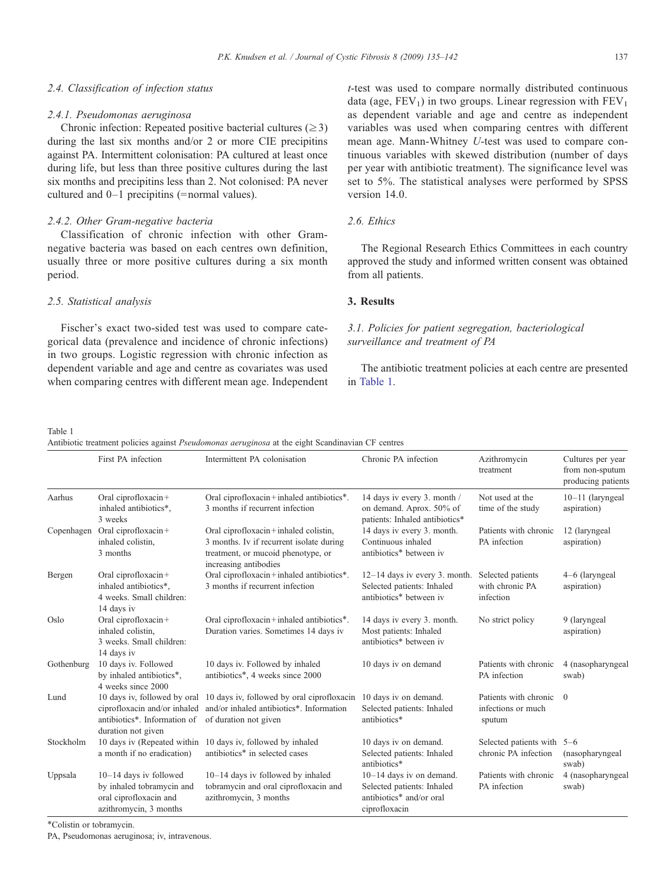### 2.4. Classification of infection status

#### 2.4.1. Pseudomonas aeruginosa

Chronic infection: Repeated positive bacterial cultures (≥3) during the last six months and/or 2 or more CIE precipitins against PA. Intermittent colonisation: PA cultured at least once during life, but less than three positive cultures during the last six months and precipitins less than 2. Not colonised: PA never cultured and 0–1 precipitins (=normal values).

#### 2.4.2. Other Gram-negative bacteria

Classification of chronic infection with other Gram-negative bacteria was based on each centres own definition, usually three or more positive cultures during a six month period.

### 2.5. Statistical analysis

Fischer's exact two-sided test was used to compare categorical data (prevalence and incidence of chronic infections) in two groups. Logistic regression with chronic infection as dependent variable and age and centre as covariates was used when comparing centres with different mean age. Independent *t*-test was used to compare normally distributed continuous data (age, $FEV_1$) in two groups. Linear regression with $FEV_1$ as dependent variable and age and centre as independent variables was used when comparing centres with different mean age. Mann-Whitney *U*-test was used to compare continuous variables with skewed distribution (number of days per year with antibiotic treatment). The significance level was set to 5%. The statistical analyses were performed by SPSS version 14.0.

### 2.6. Ethics

The Regional Research Ethics Committees in each country approved the study and informed written consent was obtained from all patients.

## 3. Results

### 3.1. Policies for patient segregation, bacteriological surveillance and treatment of PA

The antibiotic treatment policies at each centre are presented in Table 1.

Table 1
Antibiotic treatment policies against *Pseudomonas aeruginosa* at the eight Scandinavian CF centres

| | First PA infection | Intermittent PA colonisation | Chronic PA infection | Azithromycin treatment | Cultures per year from non-sputum producing patients |
|---|---|---|---|---|---|
| Aarhus | Oral ciprofloxacin + inhaled antibiotics*, 3 weeks | Oral ciprofloxacin + inhaled antibiotics*. 3 months if recurrent infection | 14 days iv every 3. month / on demand. Aprox. 50% of patients: Inhaled antibiotics* | Not used at the time of the study | 10–11 (laryngeal aspiration) |
| Copenhagen | Oral ciprofloxacin + inhaled colistin, 3 months | Oral ciprofloxacin + inhaled colistin, 3 months. Iv if recurrent isolate during treatment, or mucoid phenotype, or increasing antibodies | 14 days iv every 3. month. Continuous inhaled antibiotics* between iv | Patients with chronic PA infection | 12 (laryngeal aspiration) |
| Bergen | Oral ciprofloxacin + inhaled antibiotics*, 4 weeks. Small children: 14 days iv | Oral ciprofloxacin + inhaled antibiotics*. 3 months if recurrent infection | 12–14 days iv every 3. month. Selected patients: Inhaled antibiotics* between iv | Selected patients with chronic PA infection | 4–6 (laryngeal aspiration) |
| Oslo | Oral ciprofloxacin + inhaled colistin, 3 weeks. Small children: 14 days iv | Oral ciprofloxacin + inhaled antibiotics*. Duration varies. Sometimes 14 days iv | 14 days iv every 3. month. Most patients: Inhaled antibiotics* between iv | No strict policy | 9 (laryngeal aspiration) |
| Gothenburg | 10 days iv. Followed by inhaled antibiotics*, 4 weeks since 2000 | 10 days iv. Followed by inhaled antibiotics*, 4 weeks since 2000 | 10 days iv on demand | Patients with chronic PA infection | 4 (nasopharyngeal swab) |
| Lund | 10 days iv, followed by oral ciprofloxacin and/or inhaled antibiotics*. Information of duration not given | 10 days iv, followed by oral ciprofloxacin and/or inhaled antibiotics*. Information of duration not given | 10 days iv on demand. Selected patients: Inhaled antibiotics* | Patients with chronic infections or much sputum | 0 |
| Stockholm | 10 days iv (Repeated within a month if no eradication) | 10 days iv, followed by inhaled antibiotics* in selected cases | 10 days iv on demand. Selected patients: Inhaled antibiotics* | Selected patients with chronic PA infection | 5–6 (nasopharyngeal swab) |
| Uppsala | 10–14 days iv followed by inhaled tobramycin and oral ciprofloxacin and azithromycin, 3 months | 10–14 days iv followed by inhaled tobramycin and oral ciprofloxacin and azithromycin, 3 months | 10–14 days iv on demand. Selected patients: Inhaled antibiotics* and/or oral ciprofloxacin | Patients with chronic PA infection | 4 (nasopharyngeal swab) |

*Colistin or tobramycin.

PA, Pseudomonas aeruginosa; iv, intravenous.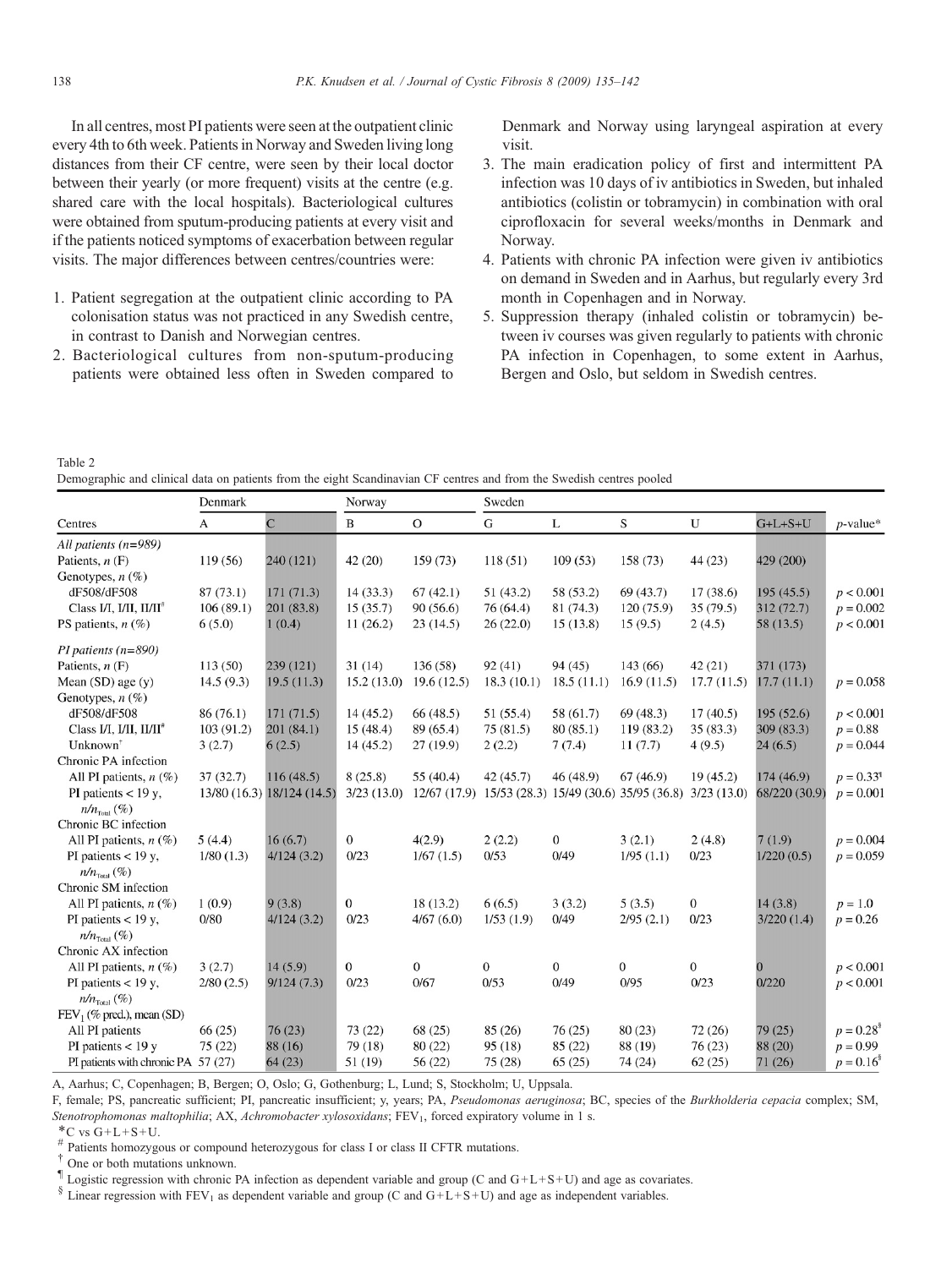In all centres, most PI patients were seen at the outpatient clinic every 4th to 6th week. Patients in Norway and Sweden living long distances from their CF centre, were seen by their local doctor between their yearly (or more frequent) visits at the centre (e.g. shared care with the local hospitals). Bacteriological cultures were obtained from sputum-producing patients at every visit and if the patients noticed symptoms of exacerbation between regular visits. The major differences between centres/countries were:

1. Patient segregation at the outpatient clinic according to PA colonisation status was not practiced in any Swedish centre, in contrast to Danish and Norwegian centres.
2. Bacteriological cultures from non-sputum-producing patients were obtained less often in Sweden compared to Denmark and Norway using laryngeal aspiration at every visit.
3. The main eradication policy of first and intermittent PA infection was 10 days of iv antibiotics in Sweden, but inhaled antibiotics (colistin or tobramycin) in combination with oral ciprofloxacin for several weeks/months in Denmark and Norway.
4. Patients with chronic PA infection were given iv antibiotics on demand in Sweden and in Aarhus, but regularly every 3rd month in Copenhagen and in Norway.
5. Suppression therapy (inhaled colistin or tobramycin) between iv courses was given regularly to patients with chronic PA infection in Copenhagen, to some extent in Aarhus, Bergen and Oslo, but seldom in Swedish centres.

Table 2
Demographic and clinical data on patients from the eight Scandinavian CF centres and from the Swedish centres pooled

| | Denmark | | Norway | | Sweden | | | | | |
|---|---|---|---|---|---|---|---|---|---|---|
| Centres | A | C | B | O | G | L | S | U | G+L+S+U | *p*-value* |
| *All patients (n=989)* | | | | | | | | | | |
| Patients, *n* (F) | 119 (56) | 240 (121) | 42 (20) | 159 (73) | 118 (51) | 109 (53) | 158 (73) | 44 (23) | 429 (200) | |
| Genotypes, *n* (%) | | | | | | | | | | |
| dF508/dF508 | 87 (73.1) | 171 (71.3) | 14 (33.3) | 67 (42.1) | 51 (43.2) | 58 (53.2) | 69 (43.7) | 17 (38.6) | 195 (45.5) | $p < 0.001$ |
| Class I/I, I/II, II/II[#] | 106 (89.1) | 201 (83.8) | 15 (35.7) | 90 (56.6) | 76 (64.4) | 81 (74.3) | 120 (75.9) | 35 (79.5) | 312 (72.7) | $p = 0.002$ |
| PS patients, *n* (%) | 6 (5.0) | 1 (0.4) | 11 (26.2) | 23 (14.5) | 26 (22.0) | 15 (13.8) | 15 (9.5) | 2 (4.5) | 58 (13.5) | $p < 0.001$ |
| *PI patients (n=890)* | | | | | | | | | | |
| Patients, *n* (F) | 113 (50) | 239 (121) | 31 (14) | 136 (58) | 92 (41) | 94 (45) | 143 (66) | 42 (21) | 371 (173) | |
| Mean (SD) age (y) | 14.5 (9.3) | 19.5 (11.3) | 15.2 (13.0) | 19.6 (12.5) | 18.3 (10.1) | 18.5 (11.1) | 16.9 (11.5) | 17.7 (11.5) | 17.7 (11.1) | $p = 0.058$ |
| Genotypes, *n* (%) | | | | | | | | | | |
| dF508/dF508 | 86 (76.1) | 171 (71.5) | 14 (45.2) | 66 (48.5) | 51 (55.4) | 58 (61.7) | 69 (48.3) | 17 (40.5) | 195 (52.6) | $p < 0.001$ |
| Class I/I, I/II, II/II[#] | 103 (91.2) | 201 (84.1) | 15 (48.4) | 89 (65.4) | 75 (81.5) | 80 (85.1) | 119 (83.2) | 35 (83.3) | 309 (83.3) | $p = 0.88$ |
| Unknown[†] | 3 (2.7) | 6 (2.5) | 14 (45.2) | 27 (19.9) | 2 (2.2) | 7 (7.4) | 11 (7.7) | 4 (9.5) | 24 (6.5) | $p = 0.044$ |
| Chronic PA infection | | | | | | | | | | |
| All PI patients, *n* (%) | 37 (32.7) | 116 (48.5) | 8 (25.8) | 55 (40.4) | 42 (45.7) | 46 (48.9) | 67 (46.9) | 19 (45.2) | 174 (46.9) | $p = 0.33$[¶] |
| PI patients < 19 y, $n/n_{Total}$ (%) | 13/80 (16.3) | 18/124 (14.5) | 3/23 (13.0) | 12/67 (17.9) | 15/53 (28.3) | 15/49 (30.6) | 35/95 (36.8) | 3/23 (13.0) | 68/220 (30.9) | $p = 0.001$ |
| Chronic BC infection | | | | | | | | | | |
| All PI patients, *n* (%) | 5 (4.4) | 16 (6.7) | 0 | 4(2.9) | 2 (2.2) | 0 | 3 (2.1) | 2 (4.8) | 7 (1.9) | $p = 0.004$ |
| PI patients < 19 y, $n/n_{Total}$ (%) | 1/80 (1.3) | 4/124 (3.2) | 0/23 | 1/67 (1.5) | 0/53 | 0/49 | 1/95 (1.1) | 0/23 | 1/220 (0.5) | $p = 0.059$ |
| Chronic SM infection | | | | | | | | | | |
| All PI patients, *n* (%) | 1 (0.9) | 9 (3.8) | 0 | 18 (13.2) | 6 (6.5) | 3 (3.2) | 5 (3.5) | 0 | 14 (3.8) | $p = 1.0$ |
| PI patients < 19 y, $n/n_{Total}$ (%) | 0/80 | 4/124 (3.2) | 0/23 | 4/67 (6.0) | 1/53 (1.9) | 0/49 | 2/95 (2.1) | 0/23 | 3/220 (1.4) | $p = 0.26$ |
| Chronic AX infection | | | | | | | | | | |
| All PI patients, *n* (%) | 3 (2.7) | 14 (5.9) | 0 | 0 | 0 | 0 | 0 | 0 | 0 | $p < 0.001$ |
| PI patients < 19 y, $n/n_{Total}$ (%) | 2/80 (2.5) | 9/124 (7.3) | 0/23 | 0/67 | 0/53 | 0/49 | 0/95 | 0/23 | 0/220 | $p < 0.001$ |
| $FEV_1$ (% pred.), mean (SD) | | | | | | | | | | |
| All PI patients | 66 (25) | 76 (23) | 73 (22) | 68 (25) | 85 (26) | 76 (25) | 80 (23) | 72 (26) | 79 (25) | $p = 0.28$[§] |
| PI patients < 19 y | 75 (22) | 88 (16) | 79 (18) | 80 (22) | 95 (18) | 85 (22) | 88 (19) | 76 (23) | 88 (20) | $p = 0.99$ |
| PI patients with chronic PA | 57 (27) | 64 (23) | 51 (19) | 56 (22) | 75 (28) | 65 (25) | 74 (24) | 62 (25) | 71 (26) | $p = 0.16$[§] |

A, Aarhus; C, Copenhagen; B, Bergen; O, Oslo; G, Gothenburg; L, Lund; S, Stockholm; U, Uppsala.

F, female; PS, pancreatic sufficient; PI, pancreatic insufficient; y, years; PA, *Pseudomonas aeruginosa*; BC, species of the *Burkholderia cepacia* complex; SM, *Stenotrophomonas maltophilia*; AX, *Achromobacter xylosoxidans*; $FEV_1$, forced expiratory volume in 1 s.

*C vs G+L+S+U.

[#] Patients homozygous or compound heterozygous for class I or class II CFTR mutations.

[†] One or both mutations unknown.

[¶] Logistic regression with chronic PA infection as dependent variable and group (C and G+L+S+U) and age as covariates.

[§] Linear regression with $FEV_1$ as dependent variable and group (C and G+L+S+U) and age as independent variables.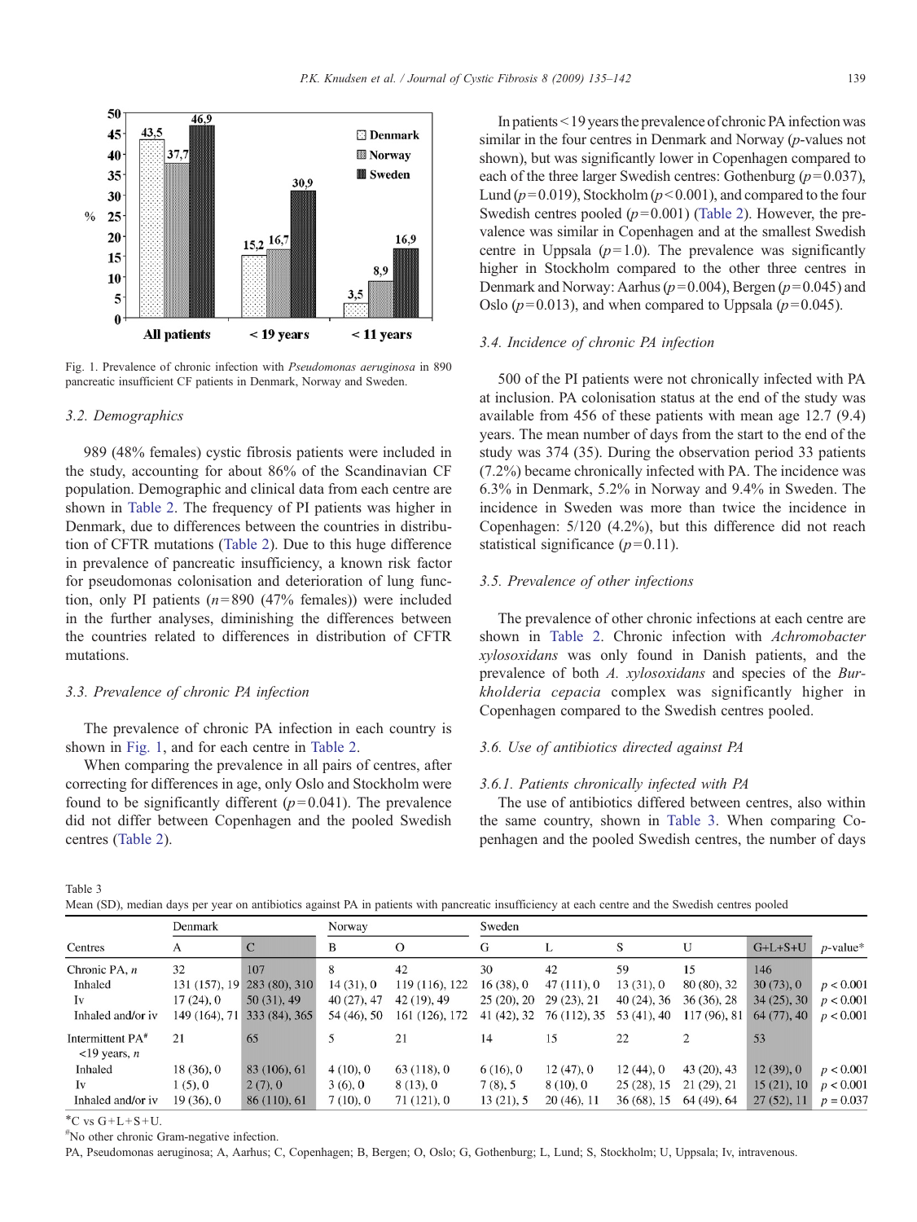Fig. 1. Prevalence of chronic infection with *Pseudomonas aeruginosa* in 890 pancreatic insufficient CF patients in Denmark, Norway and Sweden.

### 3.2. Demographics

989 (48% females) cystic fibrosis patients were included in the study, accounting for about 86% of the Scandinavian CF population. Demographic and clinical data from each centre are shown in Table 2. The frequency of PI patients was higher in Denmark, due to differences between the countries in distribution of CFTR mutations (Table 2). Due to this huge difference in prevalence of pancreatic insufficiency, a known risk factor for pseudomonas colonisation and deterioration of lung function, only PI patients ($n=890$ (47% females)) were included in the further analyses, diminishing the differences between the countries related to differences in distribution of CFTR mutations.

### 3.3. Prevalence of chronic PA infection

The prevalence of chronic PA infection in each country is shown in Fig. 1, and for each centre in Table 2.

When comparing the prevalence in all pairs of centres, after correcting for differences in age, only Oslo and Stockholm were found to be significantly different ($p=0.041$). The prevalence did not differ between Copenhagen and the pooled Swedish centres (Table 2).

In patients <19 years the prevalence of chronic PA infection was similar in the four centres in Denmark and Norway ($p$-values not shown), but was significantly lower in Copenhagen compared to each of the three larger Swedish centres: Gothenburg ($p=0.037$), Lund ($p=0.019$), Stockholm ($p<0.001$), and compared to the four Swedish centres pooled ($p=0.001$) (Table 2). However, the prevalence was similar in Copenhagen and at the smallest Swedish centre in Uppsala ($p=1.0$). The prevalence was significantly higher in Stockholm compared to the other three centres in Denmark and Norway: Aarhus ($p=0.004$), Bergen ($p=0.045$) and Oslo ($p=0.013$), and when compared to Uppsala ($p=0.045$).

### 3.4. Incidence of chronic PA infection

500 of the PI patients were not chronically infected with PA at inclusion. PA colonisation status at the end of the study was available from 456 of these patients with mean age 12.7 (9.4) years. The mean number of days from the start to the end of the study was 374 (35). During the observation period 33 patients (7.2%) became chronically infected with PA. The incidence was 6.3% in Denmark, 5.2% in Norway and 9.4% in Sweden. The incidence in Sweden was more than twice the incidence in Copenhagen: 5/120 (4.2%), but this difference did not reach statistical significance ($p=0.11$).

### 3.5. Prevalence of other infections

The prevalence of other chronic infections at each centre are shown in Table 2. Chronic infection with *Achromobacter xylosoxidans* was only found in Danish patients, and the prevalence of both *A. xylosoxidans* and species of the *Burkholderia cepacia* complex was significantly higher in Copenhagen compared to the Swedish centres pooled.

### 3.6. Use of antibiotics directed against PA

#### 3.6.1. Patients chronically infected with PA

The use of antibiotics differed between centres, also within the same country, shown in Table 3. When comparing Copenhagen and the pooled Swedish centres, the number of days

Table 3
Mean (SD), median days per year on antibiotics against PA in patients with pancreatic insufficiency at each centre and the Swedish centres pooled

| | Denmark | | Norway | | Sweden | | | | | |
|---|---|---|---|---|---|---|---|---|---|---|
| Centres | A | C | B | O | G | L | S | U | G+L+S+U | $p$-value* |
| Chronic PA, $n$ | 32 | 107 | 8 | 42 | 30 | 42 | 59 | 15 | 146 | |
| Inhaled | 131 (157), 19 | 283 (80), 310 | 14 (31), 0 | 119 (116), 122 | 16 (38), 0 | 47 (111), 0 | 13 (31), 0 | 80 (80), 32 | 30 (73), 0 | $p<0.001$ |
| Iv | 17 (24), 0 | 50 (31), 49 | 40 (27), 47 | 42 (19), 49 | 25 (20), 20 | 29 (23), 21 | 40 (24), 36 | 36 (36), 28 | 34 (25), 30 | $p<0.001$ |
| Inhaled and/or iv | 149 (164), 71 | 333 (84), 365 | 54 (46), 50 | 161 (126), 172 | 41 (42), 32 | 76 (112), 35 | 53 (41), 40 | 117 (96), 81 | 64 (77), 40 | $p<0.001$ |
| Intermittent PA[#] <19 years, $n$ | 21 | 65 | 5 | 21 | 14 | 15 | 22 | 2 | 53 | |
| Inhaled | 18 (36), 0 | 83 (106), 61 | 4 (10), 0 | 63 (118), 0 | 6 (16), 0 | 12 (47), 0 | 12 (44), 0 | 43 (20), 43 | 12 (39), 0 | $p<0.001$ |
| Iv | 1 (5), 0 | 2 (7), 0 | 3 (6), 0 | 8 (13), 0 | 7 (8), 5 | 8 (10), 0 | 25 (28), 15 | 21 (29), 21 | 15 (21), 10 | $p<0.001$ |
| Inhaled and/or iv | 19 (36), 0 | 86 (110), 61 | 7 (10), 0 | 71 (121), 0 | 13 (21), 5 | 20 (46), 11 | 36 (68), 15 | 64 (49), 64 | 27 (52), 11 | $p=0.037$ |

*C vs G+L+S+U.
[#]No other chronic Gram-negative infection.
PA, Pseudomonas aeruginosa; A, Aarhus; C, Copenhagen; B, Bergen; O, Oslo; G, Gothenburg; L, Lund; S, Stockholm; U, Uppsala; Iv, intravenous.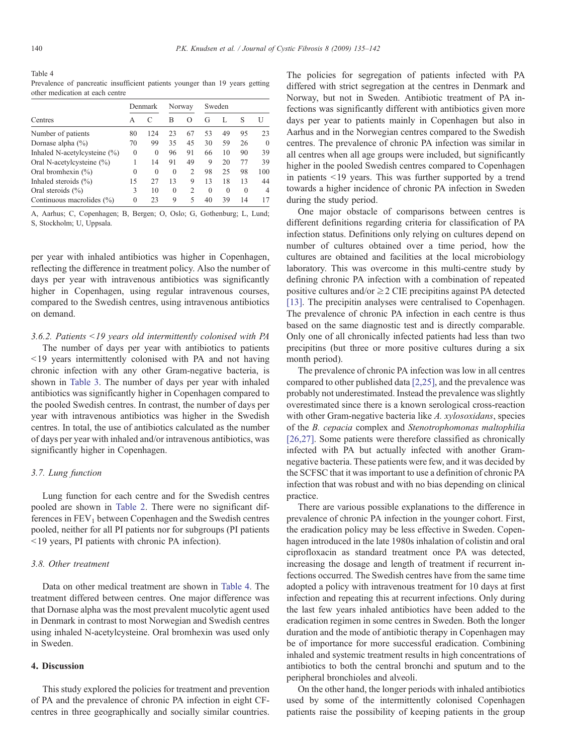Table 4
Prevalence of pancreatic insufficient patients younger than 19 years getting other medication at each centre

| | Denmark | | Norway | | Sweden | | | |
|---|---|---|---|---|---|---|---|---|
| Centres | A | C | B | O | G | L | S | U |
| Number of patients | 80 | 124 | 23 | 67 | 53 | 49 | 95 | 23 |
| Dornase alpha (%) | 70 | 99 | 35 | 45 | 30 | 59 | 26 | 0 |
| Inhaled N-acetylcysteine (%) | 0 | 0 | 96 | 91 | 66 | 10 | 90 | 39 |
| Oral N-acetylcysteine (%) | 1 | 14 | 91 | 49 | 9 | 20 | 77 | 39 |
| Oral bromhexin (%) | 0 | 0 | 0 | 2 | 98 | 25 | 98 | 100 |
| Inhaled steroids (%) | 15 | 27 | 13 | 9 | 13 | 18 | 13 | 44 |
| Oral steroids (%) | 3 | 10 | 0 | 2 | 0 | 0 | 0 | 4 |
| Continuous macrolides (%) | 0 | 23 | 9 | 5 | 40 | 39 | 14 | 17 |

A, Aarhus; C, Copenhagen; B, Bergen; O, Oslo; G, Gothenburg; L, Lund; S, Stockholm; U, Uppsala.

per year with inhaled antibiotics was higher in Copenhagen, reflecting the difference in treatment policy. Also the number of days per year with intravenous antibiotics was significantly higher in Copenhagen, using regular intravenous courses, compared to the Swedish centres, using intravenous antibiotics on demand.

#### 3.6.2. Patients <19 years old intermittently colonised with PA

The number of days per year with antibiotics to patients <19 years intermittently colonised with PA and not having chronic infection with any other Gram-negative bacteria, is shown in Table 3. The number of days per year with inhaled antibiotics was significantly higher in Copenhagen compared to the pooled Swedish centres. In contrast, the number of days per year with intravenous antibiotics was higher in the Swedish centres. In total, the use of antibiotics calculated as the number of days per year with inhaled and/or intravenous antibiotics, was significantly higher in Copenhagen.

### 3.7. Lung function

Lung function for each centre and for the Swedish centres pooled are shown in Table 2. There were no significant differences in $FEV_1$ between Copenhagen and the Swedish centres pooled, neither for all PI patients nor for subgroups (PI patients <19 years, PI patients with chronic PA infection).

### 3.8. Other treatment

Data on other medical treatment are shown in Table 4. The treatment differed between centres. One major difference was that Dornase alpha was the most prevalent mucolytic agent used in Denmark in contrast to most Norwegian and Swedish centres using inhaled N-acetylcysteine. Oral bromhexin was used only in Sweden.

## 4. Discussion

This study explored the policies for treatment and prevention of PA and the prevalence of chronic PA infection in eight CF-centres in three geographically and socially similar countries. The policies for segregation of patients infected with PA differed with strict segregation at the centres in Denmark and Norway, but not in Sweden. Antibiotic treatment of PA infections was significantly different with antibiotics given more days per year to patients mainly in Copenhagen but also in Aarhus and in the Norwegian centres compared to the Swedish centres. The prevalence of chronic PA infection was similar in all centres when all age groups were included, but significantly higher in the pooled Swedish centres compared to Copenhagen in patients <19 years. This was further supported by a trend towards a higher incidence of chronic PA infection in Sweden during the study period.

One major obstacle of comparisons between centres is different definitions regarding criteria for classification of PA infection status. Definitions only relying on cultures depend on number of cultures obtained over a time period, how the cultures are obtained and facilities at the local microbiology laboratory. This was overcome in this multi-centre study by defining chronic PA infection with a combination of repeated positive cultures and/or $\geq 2$ CIE precipitins against PA detected [13]. The precipitin analyses were centralised to Copenhagen. The prevalence of chronic PA infection in each centre is thus based on the same diagnostic test and is directly comparable. Only one of all chronically infected patients had less than two precipitins (but three or more positive cultures during a six month period).

The prevalence of chronic PA infection was low in all centres compared to other published data [2,25], and the prevalence was probably not underestimated. Instead the prevalence was slightly overestimated since there is a known serological cross-reaction with other Gram-negative bacteria like *A. xylosoxidans*, species of the *B. cepacia* complex and *Stenotrophomonas maltophilia* [26,27]. Some patients were therefore classified as chronically infected with PA but actually infected with another Gram-negative bacteria. These patients were few, and it was decided by the SCFSC that it was important to use a definition of chronic PA infection that was robust and with no bias depending on clinical practice.

There are various possible explanations to the difference in prevalence of chronic PA infection in the younger cohort. First, the eradication policy may be less effective in Sweden. Copenhagen introduced in the late 1980s inhalation of colistin and oral ciprofloxacin as standard treatment once PA was detected, increasing the dosage and length of treatment if recurrent infections occurred. The Swedish centres have from the same time adopted a policy with intravenous treatment for 10 days at first infection and repeating this at recurrent infections. Only during the last few years inhaled antibiotics have been added to the eradication regimen in some centres in Sweden. Both the longer duration and the mode of antibiotic therapy in Copenhagen may be of importance for more successful eradication. Combining inhaled and systemic treatment results in high concentrations of antibiotics to both the central bronchi and sputum and to the peripheral bronchioles and alveoli.

On the other hand, the longer periods with inhaled antibiotics used by some of the intermittently colonised Copenhagen patients raise the possibility of keeping patients in the group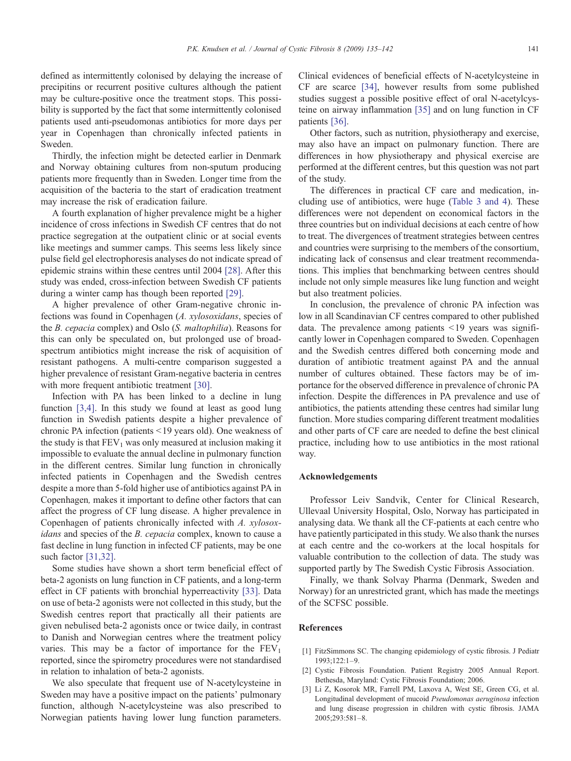defined as intermittently colonised by delaying the increase of precipitins or recurrent positive cultures although the patient may be culture-positive once the treatment stops. This possibility is supported by the fact that some intermittently colonised patients used anti-pseudomonas antibiotics for more days per year in Copenhagen than chronically infected patients in Sweden.

Thirdly, the infection might be detected earlier in Denmark and Norway obtaining cultures from non-sputum producing patients more frequently than in Sweden. Longer time from the acquisition of the bacteria to the start of eradication treatment may increase the risk of eradication failure.

A fourth explanation of higher prevalence might be a higher incidence of cross infections in Swedish CF centres that do not practice segregation at the outpatient clinic or at social events like meetings and summer camps. This seems less likely since pulse field gel electrophoresis analyses do not indicate spread of epidemic strains within these centres until 2004 [28]. After this study was ended, cross-infection between Swedish CF patients during a winter camp has though been reported [29].

A higher prevalence of other Gram-negative chronic infections was found in Copenhagen (*A. xylosoxidans*, species of the *B. cepacia* complex) and Oslo (*S. maltophilia*). Reasons for this can only be speculated on, but prolonged use of broad-spectrum antibiotics might increase the risk of acquisition of resistant pathogens. A multi-centre comparison suggested a higher prevalence of resistant Gram-negative bacteria in centres with more frequent antibiotic treatment [30].

Infection with PA has been linked to a decline in lung function [3,4]. In this study we found at least as good lung function in Swedish patients despite a higher prevalence of chronic PA infection (patients <19 years old). One weakness of the study is that $FEV_1$ was only measured at inclusion making it impossible to evaluate the annual decline in pulmonary function in the different centres. Similar lung function in chronically infected patients in Copenhagen and the Swedish centres despite a more than 5-fold higher use of antibiotics against PA in Copenhagen, makes it important to define other factors that can affect the progress of CF lung disease. A higher prevalence in Copenhagen of patients chronically infected with *A. xylosoxidans* and species of the *B. cepacia* complex, known to cause a fast decline in lung function in infected CF patients, may be one such factor [31,32].

Some studies have shown a short term beneficial effect of beta-2 agonists on lung function in CF patients, and a long-term effect in CF patients with bronchial hyperreactivity [33]. Data on use of beta-2 agonists were not collected in this study, but the Swedish centres report that practically all their patients are given nebulised beta-2 agonists once or twice daily, in contrast to Danish and Norwegian centres where the treatment policy varies. This may be a factor of importance for the $FEV_1$ reported, since the spirometry procedures were not standardised in relation to inhalation of beta-2 agonists.

We also speculate that frequent use of N-acetylcysteine in Sweden may have a positive impact on the patients' pulmonary function, although N-acetylcysteine was also prescribed to Norwegian patients having lower lung function parameters. Clinical evidences of beneficial effects of N-acetylcysteine in CF are scarce [34], however results from some published studies suggest a possible positive effect of oral N-acetylcysteine on airway inflammation [35] and on lung function in CF patients [36].

Other factors, such as nutrition, physiotherapy and exercise, may also have an impact on pulmonary function. There are differences in how physiotherapy and physical exercise are performed at the different centres, but this question was not part of the study.

The differences in practical CF care and medication, including use of antibiotics, were huge (Table 3 and 4). These differences were not dependent on economical factors in the three countries but on individual decisions at each centre of how to treat. The divergences of treatment strategies between centres and countries were surprising to the members of the consortium, indicating lack of consensus and clear treatment recommendations. This implies that benchmarking between centres should include not only simple measures like lung function and weight but also treatment policies.

In conclusion, the prevalence of chronic PA infection was low in all Scandinavian CF centres compared to other published data. The prevalence among patients <19 years was significantly lower in Copenhagen compared to Sweden. Copenhagen and the Swedish centres differed both concerning mode and duration of antibiotic treatment against PA and the annual number of cultures obtained. These factors may be of importance for the observed difference in prevalence of chronic PA infection. Despite the differences in PA prevalence and use of antibiotics, the patients attending these centres had similar lung function. More studies comparing different treatment modalities and other parts of CF care are needed to define the best clinical practice, including how to use antibiotics in the most rational way.

## Acknowledgements

Professor Leiv Sandvik, Center for Clinical Research, Ullevaal University Hospital, Oslo, Norway has participated in analysing data. We thank all the CF-patients at each centre who have patiently participated in this study. We also thank the nurses at each centre and the co-workers at the local hospitals for valuable contribution to the collection of data. The study was supported partly by The Swedish Cystic Fibrosis Association.

Finally, we thank Solvay Pharma (Denmark, Sweden and Norway) for an unrestricted grant, which has made the meetings of the SCFSC possible.

## References

[1] FitzSimmons SC. The changing epidemiology of cystic fibrosis. J Pediatr 1993;122:1–9.

[2] Cystic Fibrosis Foundation. Patient Registry 2005 Annual Report. Bethesda, Maryland: Cystic Fibrosis Foundation; 2006.

[3] Li Z, Kosorok MR, Farrell PM, Laxova A, West SE, Green CG, et al. Longitudinal development of mucoid *Pseudomonas aeruginosa* infection and lung disease progression in children with cystic fibrosis. JAMA 2005;293:581–8.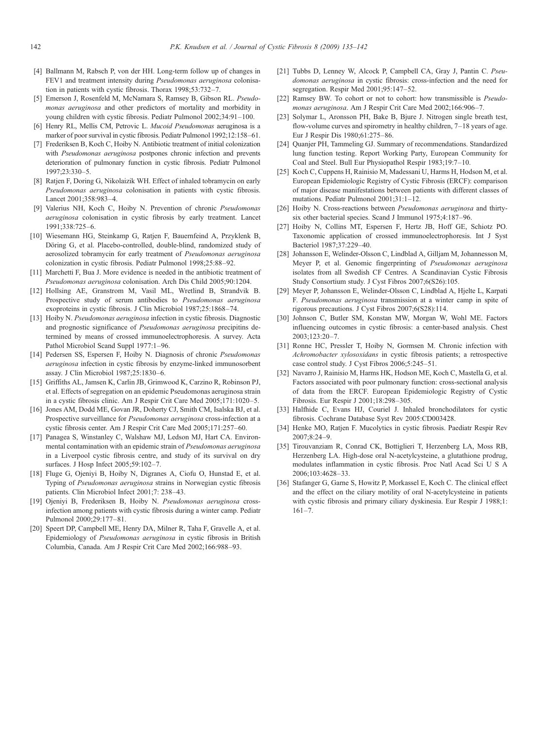[4] Ballmann M, Rabsch P, von der HH. Long-term follow up of changes in FEV1 and treatment intensity during *Pseudomonas aeruginosa* colonisation in patients with cystic fibrosis. Thorax 1998;53:732–7.

[5] Emerson J, Rosenfeld M, McNamara S, Ramsey B, Gibson RL. *Pseudomonas aeruginosa* and other predictors of mortality and morbidity in young children with cystic fibrosis. Pediatr Pulmonol 2002;34:91–100.

[6] Henry RL, Mellis CM, Petrovic L. *Mucoid Pseudomonas* aeruginosa is a marker of poor survival in cystic fibrosis. Pediatr Pulmonol 1992;12:158–61.

[7] Frederiksen B, Koch C, Hoiby N. Antibiotic treatment of initial colonization with *Pseudomonas aeruginosa* postpones chronic infection and prevents deterioration of pulmonary function in cystic fibrosis. Pediatr Pulmonol 1997;23:330–5.

[8] Ratjen F, Doring G, Nikolaizik WH. Effect of inhaled tobramycin on early *Pseudomonas aeruginosa* colonisation in patients with cystic fibrosis. Lancet 2001;358:983–4.

[9] Valerius NH, Koch C, Hoiby N. Prevention of chronic *Pseudomonas aeruginosa* colonisation in cystic fibrosis by early treatment. Lancet 1991;338:725–6.

[10] Wiesemann HG, Steinkamp G, Ratjen F, Bauernfeind A, Przyklenk B, Döring G, et al. Placebo-controlled, double-blind, randomized study of aerosolized tobramycin for early treatment of *Pseudomonas aeruginosa* colonization in cystic fibrosis. Pediatr Pulmonol 1998;25:88–92.

[11] Marchetti F, Bua J. More evidence is needed in the antibiotic treatment of *Pseudomonas aeruginosa* colonisation. Arch Dis Child 2005;90:1204.

[12] Hollsing AE, Granstrom M, Vasil ML, Wretlind B, Strandvik B. Prospective study of serum antibodies to *Pseudomonas aeruginosa* exoproteins in cystic fibrosis. J Clin Microbiol 1987;25:1868–74.

[13] Hoiby N. *Pseudomonas aeruginosa* infection in cystic fibrosis. Diagnostic and prognostic significance of *Pseudomonas aeruginosa* precipitins determined by means of crossed immunoelectrophoresis. A survey. Acta Pathol Microbiol Scand Suppl 1977:1–96.

[14] Pedersen SS, Espersen F, Hoiby N. Diagnosis of chronic *Pseudomonas aeruginosa* infection in cystic fibrosis by enzyme-linked immunosorbent assay. J Clin Microbiol 1987;25:1830–6.

[15] Griffiths AL, Jamsen K, Carlin JB, Grimwood K, Carzino R, Robinson PJ, et al. Effects of segregation on an epidemic Pseudomonas aeruginosa strain in a cystic fibrosis clinic. Am J Respir Crit Care Med 2005;171:1020–5.

[16] Jones AM, Dodd ME, Govan JR, Doherty CJ, Smith CM, Isalska BJ, et al. Prospective surveillance for *Pseudomonas aeruginosa* cross-infection at a cystic fibrosis center. Am J Respir Crit Care Med 2005;171:257–60.

[17] Panagea S, Winstanley C, Walshaw MJ, Ledson MJ, Hart CA. Environmental contamination with an epidemic strain of *Pseudomonas aeruginosa* in a Liverpool cystic fibrosis centre, and study of its survival on dry surfaces. J Hosp Infect 2005;59:102–7.

[18] Fluge G, Ojeniyi B, Hoiby N, Digranes A, Ciofu O, Hunstad E, et al. Typing of *Pseudomonas aeruginosa* strains in Norwegian cystic fibrosis patients. Clin Microbiol Infect 2001;7: 238–43.

[19] Ojeniyi B, Frederiksen B, Hoiby N. *Pseudomonas aeruginosa* cross-infection among patients with cystic fibrosis during a winter camp. Pediatr Pulmonol 2000;29:177–81.

[20] Speert DP, Campbell ME, Henry DA, Milner R, Taha F, Gravelle A, et al. Epidemiology of *Pseudomonas aeruginosa* in cystic fibrosis in British Columbia, Canada. Am J Respir Crit Care Med 2002;166:988–93.

[21] Tubbs D, Lenney W, Alcock P, Campbell CA, Gray J, Pantin C. *Pseudomonas aeruginosa* in cystic fibrosis: cross-infection and the need for segregation. Respir Med 2001;95:147–52.

[22] Ramsey BW. To cohort or not to cohort: how transmissible is *Pseudomonas aeruginosa*. Am J Respir Crit Care Med 2002;166:906–7.

[23] Solymar L, Aronsson PH, Bake B, Bjure J. Nitrogen single breath test, flow-volume curves and spirometry in healthy children, 7–18 years of age. Eur J Respir Dis 1980;61:275–86.

[24] Quanjer PH, Tammeling GJ. Summary of recommendations. Standardized lung function testing. Report Working Party, European Community for Coal and Steel. Bull Eur Physiopathol Respir 1983;19:7–10.

[25] Koch C, Cuppens H, Rainisio M, Madessani U, Harms H, Hodson M, et al. European Epidemiologic Registry of Cystic Fibrosis (ERCF): comparison of major disease manifestations between patients with different classes of mutations. Pediatr Pulmonol 2001;31:1–12.

[26] Hoiby N. Cross-reactions between *Pseudomonas aeruginosa* and thirty-six other bacterial species. Scand J Immunol 1975;4:187–96.

[27] Hoiby N, Collins MT, Espersen F, Hertz JB, Hoff GE, Schiotz PO. Taxonomic application of crossed immunoelectrophoresis. Int J Syst Bacteriol 1987;37:229–40.

[28] Johansson E, Welinder-Olsson C, Lindblad A, Gilljam M, Johannesson M, Meyer P, et al. Genomic fingerprinting of *Pseudomonas aeruginosa* isolates from all Swedish CF Centres. A Scandinavian Cystic Fibrosis Study Consortium study. J Cyst Fibros 2007;6(S26):105.

[29] Meyer P, Johansson E, Welinder-Olsson C, Lindblad A, Hjelte L, Karpati F. *Pseudomonas aeruginosa* transmission at a winter camp in spite of rigorous precautions. J Cyst Fibros 2007;6(S28):114.

[30] Johnson C, Butler SM, Konstan MW, Morgan W, Wohl ME. Factors influencing outcomes in cystic fibrosis: a center-based analysis. Chest 2003;123:20–7.

[31] Ronne HC, Pressler T, Hoiby N, Gormsen M. Chronic infection with *Achromobacter xylosoxidans* in cystic fibrosis patients; a retrospective case control study. J Cyst Fibros 2006;5:245–51.

[32] Navarro J, Rainisio M, Harms HK, Hodson ME, Koch C, Mastella G, et al. Factors associated with poor pulmonary function: cross-sectional analysis of data from the ERCF. European Epidemiologic Registry of Cystic Fibrosis. Eur Respir J 2001;18:298–305.

[33] Halfhide C, Evans HJ, Couriel J. Inhaled bronchodilators for cystic fibrosis. Cochrane Database Syst Rev 2005:CD003428.

[34] Henke MO, Ratjen F. Mucolytics in cystic fibrosis. Paediatr Respir Rev 2007;8:24–9.

[35] Tirouvanziam R, Conrad CK, Bottiglieri T, Herzenberg LA, Moss RB, Herzenberg LA. High-dose oral N-acetylcysteine, a glutathione prodrug, modulates inflammation in cystic fibrosis. Proc Natl Acad Sci U S A 2006;103:4628–33.

[36] Stafanger G, Garne S, Howitz P, Morkassel E, Koch C. The clinical effect and the effect on the ciliary motility of oral N-acetylcysteine in patients with cystic fibrosis and primary ciliary dyskinesia. Eur Respir J 1988;1: 161–7.